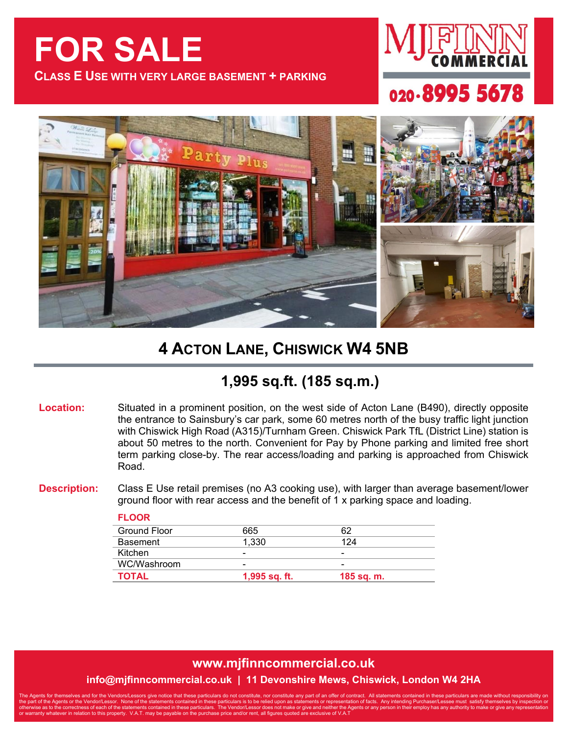# FOR SALE

**CLASS E USE WITH VERY LARGE BASEMENT + PARKING**

MJFINN COMMERCIAL

020-8995 5678

## 4 ACTON LANE, CHISWICK W4 5NB

### 1,995 sq.ft. (185 sq.m.)

**Location:** Situated in a prominent position, on the west side of Acton Lane (B490), directly opposite the entrance to Sainsbury's car park, some 60 metres north of the busy traffic light junction with Chiswick High Road (A315)/Turnham Green. Chiswick Park TfL (District Line) station is about 50 metres to the north. Convenient for Pay by Phone parking and limited free short term parking close-by. The rear access/loading and parking is approached from Chiswick Road.

**Description:** Class E Use retail premises (no A3 cooking use), with larger than average basement/lower ground floor with rear access and the benefit of 1 x parking space and loading.

| FLOOR | | |
|---|---|---|
| Ground Floor | 665 | 62 |
| Basement | 1,330 | 124 |
| Kitchen | - | - |
| WC/Washroom | - | - |
| **TOTAL** | **1,995 sq. ft.** | **185 sq. m.** |

**www.mjfinncommercial.co.uk**

**info@mjfinncommercial.co.uk | 11 Devonshire Mews, Chiswick, London W4 2HA**

The Agents for themselves and for the Vendors/Lessors give notice that these particulars do not constitute, nor constitute any part of an offer of contract. All statements contained in these particulars are made without responsibility on the part of the Agents or the Vendor/Lessor. None of the statements contained in these particulars is to be relied upon as statements or representation of facts. Any intending Purchaser/Lessee must satisfy themselves by inspection or otherwise as to the correctness of each of the statements contained in these particulars. The Vendor/Lessor does not make or give and neither the Agents or any person in their employ has any authority to make or give any representation or warranty whatever in relation to this property. V.A.T. may be payable on the purchase price and/or rent, all figures quoted are exclusive of V.A.T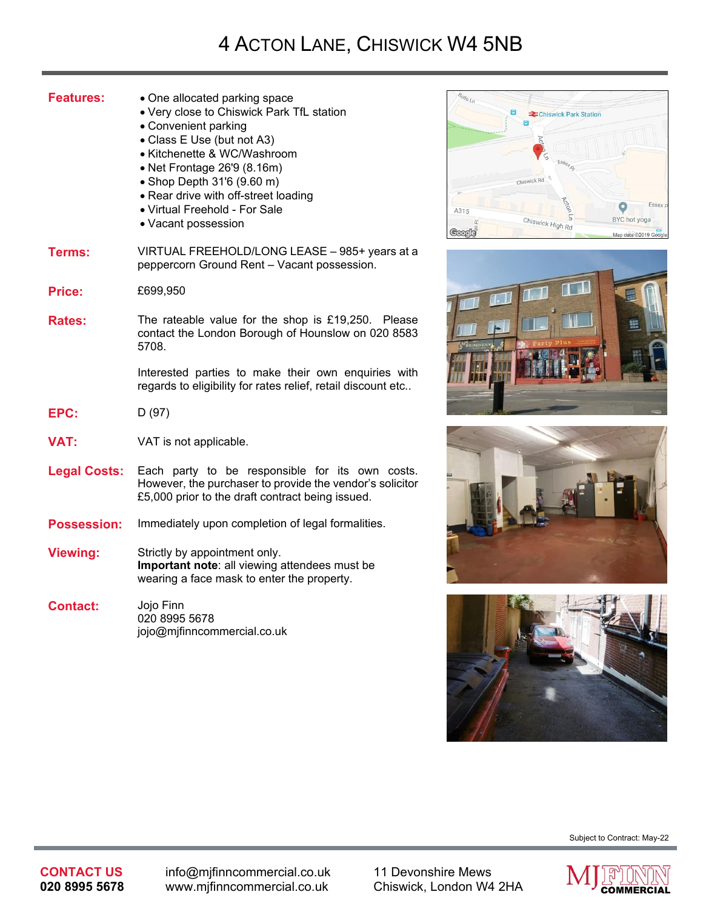# 4 Acton Lane, Chiswick W4 5NB

**Features:**

- One allocated parking space
- Very close to Chiswick Park TfL station
- Convenient parking
- Class E Use (but not A3)
- Kitchenette & WC/Washroom
- Net Frontage 26'9 (8.16m)
- Shop Depth 31'6 (9.60 m)
- Rear drive with off-street loading
- Virtual Freehold - For Sale
- Vacant possession

**Terms:** VIRTUAL FREEHOLD/LONG LEASE – 985+ years at a peppercorn Ground Rent – Vacant possession.

**Price:** £699,950

**Rates:** The rateable value for the shop is £19,250. Please contact the London Borough of Hounslow on 020 8583 5708.

Interested parties to make their own enquiries with regards to eligibility for rates relief, retail discount etc..

**EPC:** D (97)

**VAT:** VAT is not applicable.

**Legal Costs:** Each party to be responsible for its own costs. However, the purchaser to provide the vendor's solicitor £5,000 prior to the draft contract being issued.

**Possession:** Immediately upon completion of legal formalities.

**Viewing:** Strictly by appointment only.
**Important note**: all viewing attendees must be wearing a face mask to enter the property.

**Contact:** Jojo Finn
020 8995 5678
jojo@mjfinncommercial.co.uk

Subject to Contract: May-22

**CONTACT US**
**020 8995 5678**

info@mjfinncommercial.co.uk
www.mjfinncommercial.co.uk

11 Devonshire Mews
Chiswick, London W4 2HA

MJ FINN COMMERCIAL